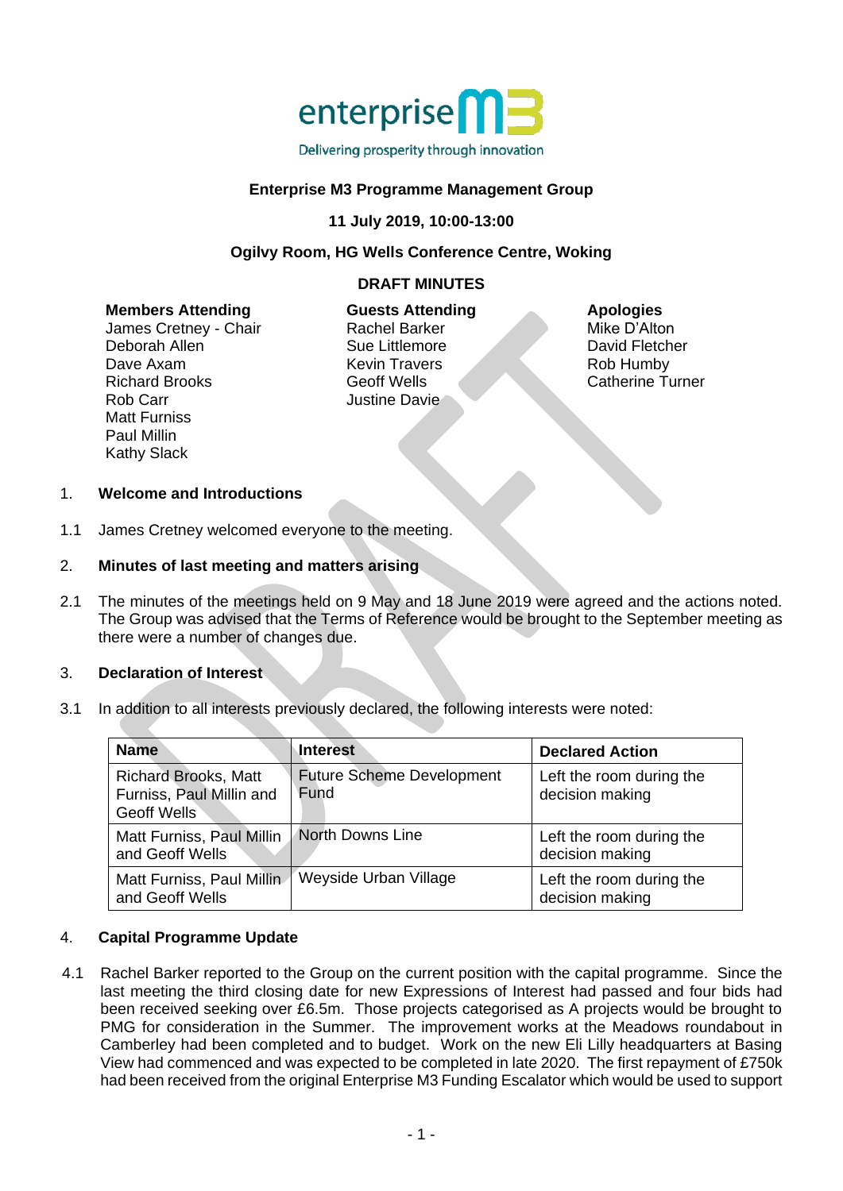enterprise M3

Delivering prosperity through innovation

**Enterprise M3 Programme Management Group**

**11 July 2019, 10:00-13:00**

**Ogilvy Room, HG Wells Conference Centre, Woking**

**DRAFT MINUTES**

**Members Attending**
James Cretney - Chair
Deborah Allen
Dave Axam
Richard Brooks
Rob Carr
Matt Furniss
Paul Millin
Kathy Slack

**Guests Attending**
Rachel Barker
Sue Littlemore
Kevin Travers
Geoff Wells
Justine Davie

**Apologies**
Mike D'Alton
David Fletcher
Rob Humby
Catherine Turner

## 1. Welcome and Introductions

1.1 James Cretney welcomed everyone to the meeting.

## 2. Minutes of last meeting and matters arising

2.1 The minutes of the meetings held on 9 May and 18 June 2019 were agreed and the actions noted. The Group was advised that the Terms of Reference would be brought to the September meeting as there were a number of changes due.

## 3. Declaration of Interest

3.1 In addition to all interests previously declared, the following interests were noted:

| Name | Interest | Declared Action |
|---|---|---|
| Richard Brooks, Matt Furniss, Paul Millin and Geoff Wells | Future Scheme Development Fund | Left the room during the decision making |
| Matt Furniss, Paul Millin and Geoff Wells | North Downs Line | Left the room during the decision making |
| Matt Furniss, Paul Millin and Geoff Wells | Weyside Urban Village | Left the room during the decision making |

## 4. Capital Programme Update

4.1 Rachel Barker reported to the Group on the current position with the capital programme. Since the last meeting the third closing date for new Expressions of Interest had passed and four bids had been received seeking over £6.5m. Those projects categorised as A projects would be brought to PMG for consideration in the Summer. The improvement works at the Meadows roundabout in Camberley had been completed and to budget. Work on the new Eli Lilly headquarters at Basing View had commenced and was expected to be completed in late 2020. The first repayment of £750k had been received from the original Enterprise M3 Funding Escalator which would be used to support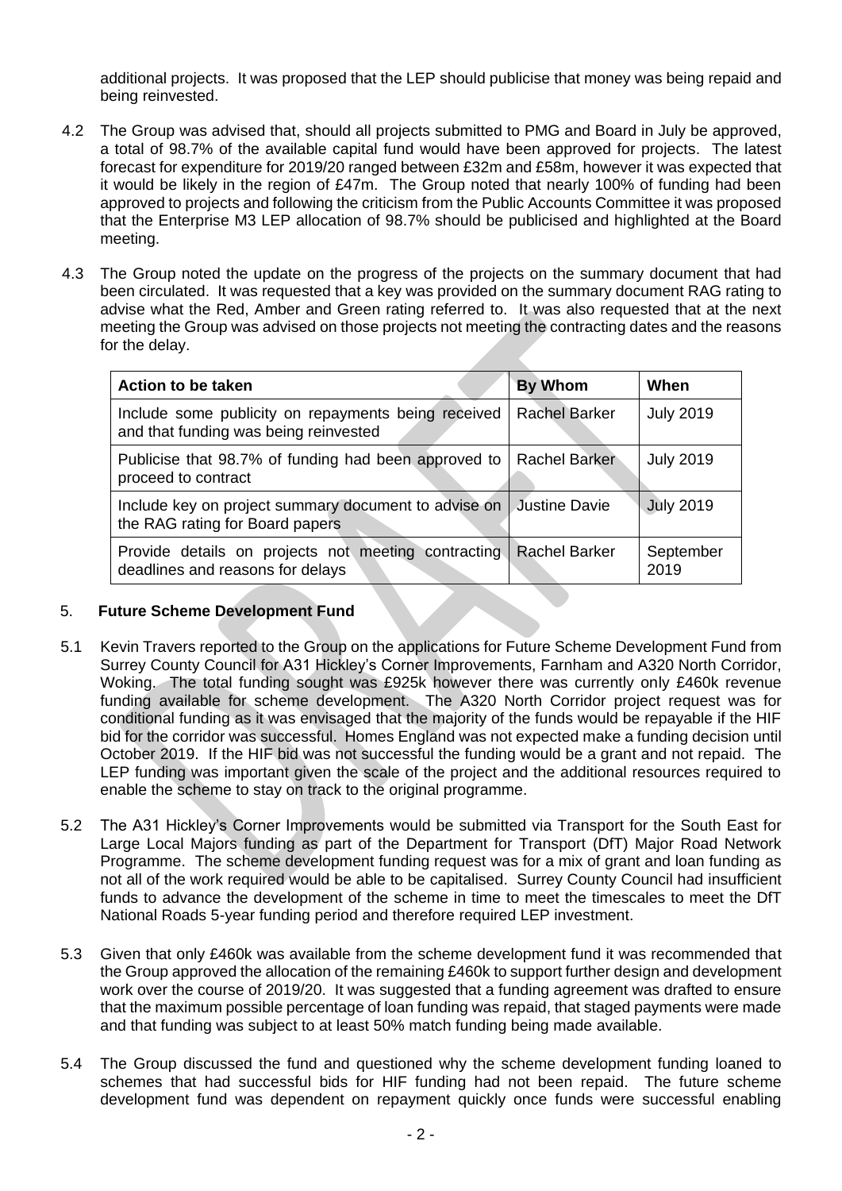additional projects. It was proposed that the LEP should publicise that money was being repaid and being reinvested.

4.2 The Group was advised that, should all projects submitted to PMG and Board in July be approved, a total of 98.7% of the available capital fund would have been approved for projects. The latest forecast for expenditure for 2019/20 ranged between £32m and £58m, however it was expected that it would be likely in the region of £47m. The Group noted that nearly 100% of funding had been approved to projects and following the criticism from the Public Accounts Committee it was proposed that the Enterprise M3 LEP allocation of 98.7% should be publicised and highlighted at the Board meeting.

4.3 The Group noted the update on the progress of the projects on the summary document that had been circulated. It was requested that a key was provided on the summary document RAG rating to advise what the Red, Amber and Green rating referred to. It was also requested that at the next meeting the Group was advised on those projects not meeting the contracting dates and the reasons for the delay.

| Action to be taken | By Whom | When |
|---|---|---|
| Include some publicity on repayments being received and that funding was being reinvested | Rachel Barker | July 2019 |
| Publicise that 98.7% of funding had been approved to proceed to contract | Rachel Barker | July 2019 |
| Include key on project summary document to advise on the RAG rating for Board papers | Justine Davie | July 2019 |
| Provide details on projects not meeting contracting deadlines and reasons for delays | Rachel Barker | September 2019 |

## 5. Future Scheme Development Fund

5.1 Kevin Travers reported to the Group on the applications for Future Scheme Development Fund from Surrey County Council for A31 Hickley's Corner Improvements, Farnham and A320 North Corridor, Woking. The total funding sought was £925k however there was currently only £460k revenue funding available for scheme development. The A320 North Corridor project request was for conditional funding as it was envisaged that the majority of the funds would be repayable if the HIF bid for the corridor was successful. Homes England was not expected make a funding decision until October 2019. If the HIF bid was not successful the funding would be a grant and not repaid. The LEP funding was important given the scale of the project and the additional resources required to enable the scheme to stay on track to the original programme.

5.2 The A31 Hickley's Corner Improvements would be submitted via Transport for the South East for Large Local Majors funding as part of the Department for Transport (DfT) Major Road Network Programme. The scheme development funding request was for a mix of grant and loan funding as not all of the work required would be able to be capitalised. Surrey County Council had insufficient funds to advance the development of the scheme in time to meet the timescales to meet the DfT National Roads 5-year funding period and therefore required LEP investment.

5.3 Given that only £460k was available from the scheme development fund it was recommended that the Group approved the allocation of the remaining £460k to support further design and development work over the course of 2019/20. It was suggested that a funding agreement was drafted to ensure that the maximum possible percentage of loan funding was repaid, that staged payments were made and that funding was subject to at least 50% match funding being made available.

5.4 The Group discussed the fund and questioned why the scheme development funding loaned to schemes that had successful bids for HIF funding had not been repaid. The future scheme development fund was dependent on repayment quickly once funds were successful enabling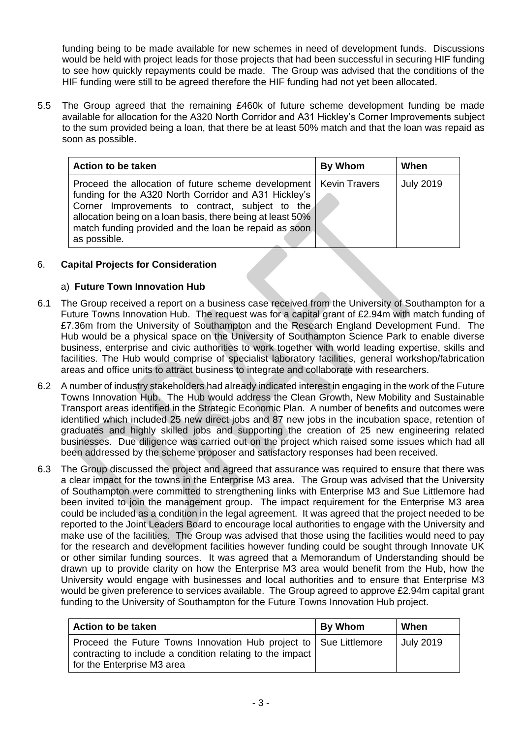funding being to be made available for new schemes in need of development funds. Discussions would be held with project leads for those projects that had been successful in securing HIF funding to see how quickly repayments could be made. The Group was advised that the conditions of the HIF funding were still to be agreed therefore the HIF funding had not yet been allocated.

5.5 The Group agreed that the remaining £460k of future scheme development funding be made available for allocation for the A320 North Corridor and A31 Hickley's Corner Improvements subject to the sum provided being a loan, that there be at least 50% match and that the loan was repaid as soon as possible.

| Action to be taken | By Whom | When |
|---|---|---|
| Proceed the allocation of future scheme development funding for the A320 North Corridor and A31 Hickley's Corner Improvements to contract, subject to the allocation being on a loan basis, there being at least 50% match funding provided and the loan be repaid as soon as possible. | Kevin Travers | July 2019 |

## 6. Capital Projects for Consideration

### a) Future Town Innovation Hub

6.1 The Group received a report on a business case received from the University of Southampton for a Future Towns Innovation Hub. The request was for a capital grant of £2.94m with match funding of £7.36m from the University of Southampton and the Research England Development Fund. The Hub would be a physical space on the University of Southampton Science Park to enable diverse business, enterprise and civic authorities to work together with world leading expertise, skills and facilities. The Hub would comprise of specialist laboratory facilities, general workshop/fabrication areas and office units to attract business to integrate and collaborate with researchers.

6.2 A number of industry stakeholders had already indicated interest in engaging in the work of the Future Towns Innovation Hub. The Hub would address the Clean Growth, New Mobility and Sustainable Transport areas identified in the Strategic Economic Plan. A number of benefits and outcomes were identified which included 25 new direct jobs and 87 new jobs in the incubation space, retention of graduates and highly skilled jobs and supporting the creation of 25 new engineering related businesses. Due diligence was carried out on the project which raised some issues which had all been addressed by the scheme proposer and satisfactory responses had been received.

6.3 The Group discussed the project and agreed that assurance was required to ensure that there was a clear impact for the towns in the Enterprise M3 area. The Group was advised that the University of Southampton were committed to strengthening links with Enterprise M3 and Sue Littlemore had been invited to join the management group. The impact requirement for the Enterprise M3 area could be included as a condition in the legal agreement. It was agreed that the project needed to be reported to the Joint Leaders Board to encourage local authorities to engage with the University and make use of the facilities. The Group was advised that those using the facilities would need to pay for the research and development facilities however funding could be sought through Innovate UK or other similar funding sources. It was agreed that a Memorandum of Understanding should be drawn up to provide clarity on how the Enterprise M3 area would benefit from the Hub, how the University would engage with businesses and local authorities and to ensure that Enterprise M3 would be given preference to services available. The Group agreed to approve £2.94m capital grant funding to the University of Southampton for the Future Towns Innovation Hub project.

| Action to be taken | By Whom | When |
|---|---|---|
| Proceed the Future Towns Innovation Hub project to contracting to include a condition relating to the impact for the Enterprise M3 area | Sue Littlemore | July 2019 |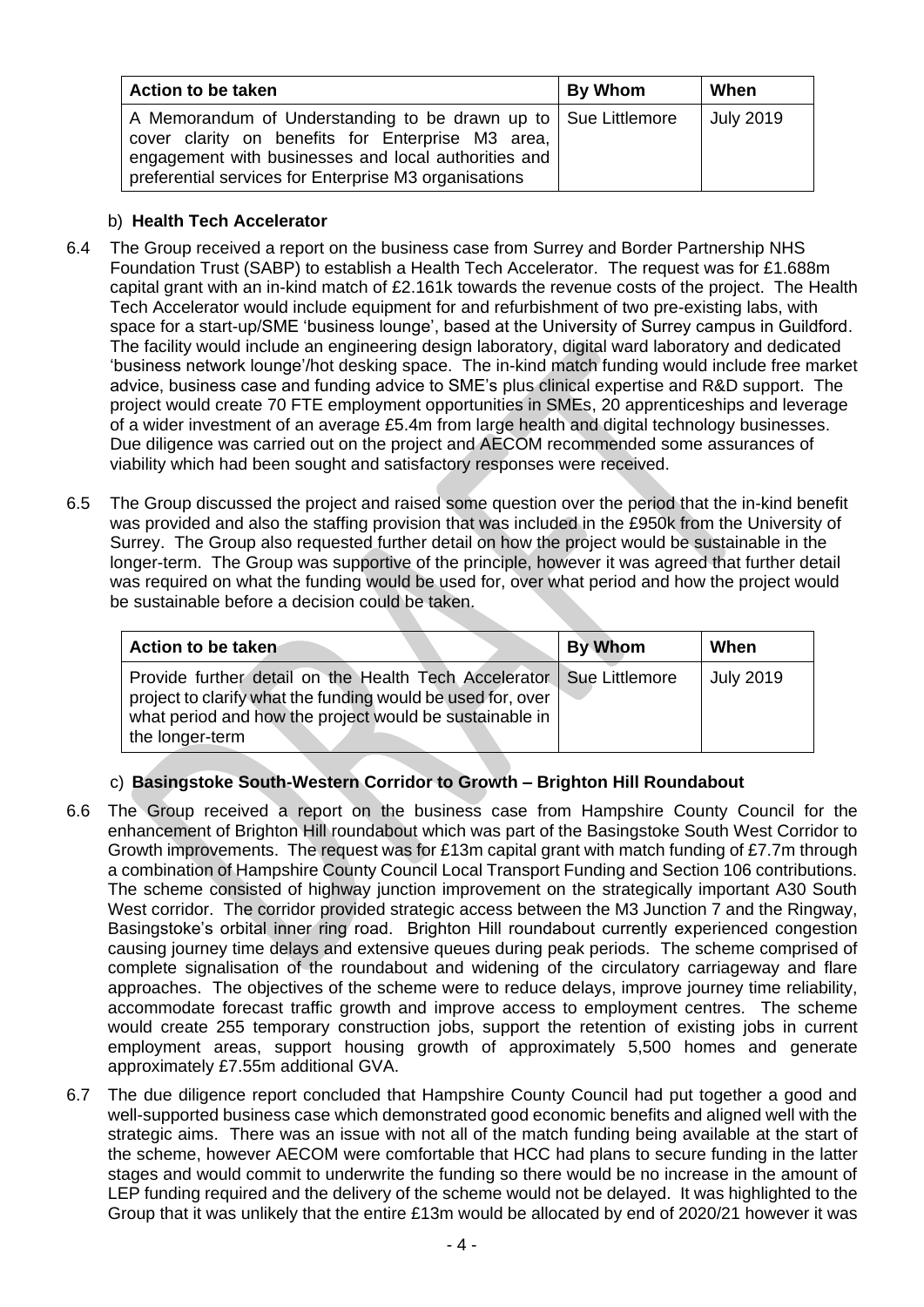| Action to be taken | By Whom | When |
| --- | --- | --- |
| A Memorandum of Understanding to be drawn up to cover clarity on benefits for Enterprise M3 area, engagement with businesses and local authorities and preferential services for Enterprise M3 organisations | Sue Littlemore | July 2019 |

### b) **Health Tech Accelerator**

6.4 The Group received a report on the business case from Surrey and Border Partnership NHS Foundation Trust (SABP) to establish a Health Tech Accelerator. The request was for £1.688m capital grant with an in-kind match of £2.161k towards the revenue costs of the project. The Health Tech Accelerator would include equipment for and refurbishment of two pre-existing labs, with space for a start-up/SME 'business lounge', based at the University of Surrey campus in Guildford. The facility would include an engineering design laboratory, digital ward laboratory and dedicated 'business network lounge'/hot desking space. The in-kind match funding would include free market advice, business case and funding advice to SME's plus clinical expertise and R&D support. The project would create 70 FTE employment opportunities in SMEs, 20 apprenticeships and leverage of a wider investment of an average £5.4m from large health and digital technology businesses. Due diligence was carried out on the project and AECOM recommended some assurances of viability which had been sought and satisfactory responses were received.

6.5 The Group discussed the project and raised some question over the period that the in-kind benefit was provided and also the staffing provision that was included in the £950k from the University of Surrey. The Group also requested further detail on how the project would be sustainable in the longer-term. The Group was supportive of the principle, however it was agreed that further detail was required on what the funding would be used for, over what period and how the project would be sustainable before a decision could be taken.

| Action to be taken | By Whom | When |
| --- | --- | --- |
| Provide further detail on the Health Tech Accelerator project to clarify what the funding would be used for, over what period and how the project would be sustainable in the longer-term | Sue Littlemore | July 2019 |

### c) **Basingstoke South-Western Corridor to Growth – Brighton Hill Roundabout**

6.6 The Group received a report on the business case from Hampshire County Council for the enhancement of Brighton Hill roundabout which was part of the Basingstoke South West Corridor to Growth improvements. The request was for £13m capital grant with match funding of £7.7m through a combination of Hampshire County Council Local Transport Funding and Section 106 contributions. The scheme consisted of highway junction improvement on the strategically important A30 South West corridor. The corridor provided strategic access between the M3 Junction 7 and the Ringway, Basingstoke's orbital inner ring road. Brighton Hill roundabout currently experienced congestion causing journey time delays and extensive queues during peak periods. The scheme comprised of complete signalisation of the roundabout and widening of the circulatory carriageway and flare approaches. The objectives of the scheme were to reduce delays, improve journey time reliability, accommodate forecast traffic growth and improve access to employment centres. The scheme would create 255 temporary construction jobs, support the retention of existing jobs in current employment areas, support housing growth of approximately 5,500 homes and generate approximately £7.55m additional GVA.

6.7 The due diligence report concluded that Hampshire County Council had put together a good and well-supported business case which demonstrated good economic benefits and aligned well with the strategic aims. There was an issue with not all of the match funding being available at the start of the scheme, however AECOM were comfortable that HCC had plans to secure funding in the latter stages and would commit to underwrite the funding so there would be no increase in the amount of LEP funding required and the delivery of the scheme would not be delayed. It was highlighted to the Group that it was unlikely that the entire £13m would be allocated by end of 2020/21 however it was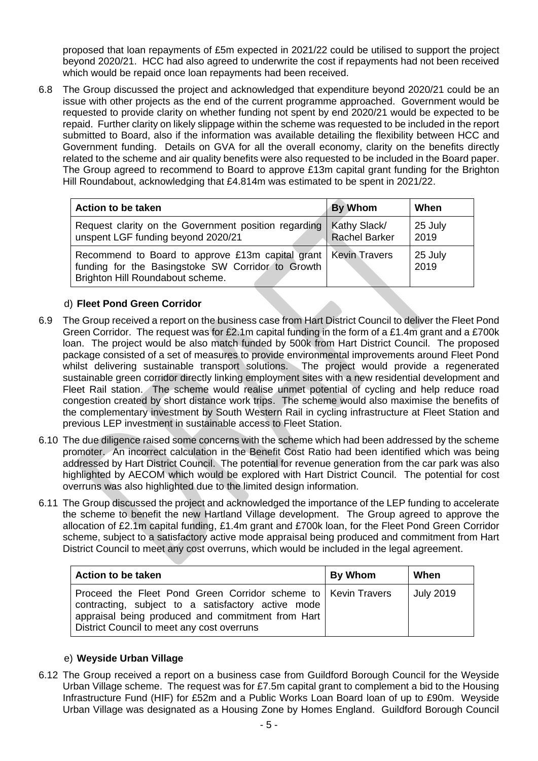proposed that loan repayments of £5m expected in 2021/22 could be utilised to support the project beyond 2020/21. HCC had also agreed to underwrite the cost if repayments had not been received which would be repaid once loan repayments had been received.

6.8 The Group discussed the project and acknowledged that expenditure beyond 2020/21 could be an issue with other projects as the end of the current programme approached. Government would be requested to provide clarity on whether funding not spent by end 2020/21 would be expected to be repaid. Further clarity on likely slippage within the scheme was requested to be included in the report submitted to Board, also if the information was available detailing the flexibility between HCC and Government funding. Details on GVA for all the overall economy, clarity on the benefits directly related to the scheme and air quality benefits were also requested to be included in the Board paper. The Group agreed to recommend to Board to approve £13m capital grant funding for the Brighton Hill Roundabout, acknowledging that £4.814m was estimated to be spent in 2021/22.

| Action to be taken | By Whom | When |
|---|---|---|
| Request clarity on the Government position regarding unspent LGF funding beyond 2020/21 | Kathy Slack/ Rachel Barker | 25 July 2019 |
| Recommend to Board to approve £13m capital grant funding for the Basingstoke SW Corridor to Growth Brighton Hill Roundabout scheme. | Kevin Travers | 25 July 2019 |

d) **Fleet Pond Green Corridor**

6.9 The Group received a report on the business case from Hart District Council to deliver the Fleet Pond Green Corridor. The request was for £2.1m capital funding in the form of a £1.4m grant and a £700k loan. The project would be also match funded by 500k from Hart District Council. The proposed package consisted of a set of measures to provide environmental improvements around Fleet Pond whilst delivering sustainable transport solutions. The project would provide a regenerated sustainable green corridor directly linking employment sites with a new residential development and Fleet Rail station. The scheme would realise unmet potential of cycling and help reduce road congestion created by short distance work trips. The scheme would also maximise the benefits of the complementary investment by South Western Rail in cycling infrastructure at Fleet Station and previous LEP investment in sustainable access to Fleet Station.

6.10 The due diligence raised some concerns with the scheme which had been addressed by the scheme promoter. An incorrect calculation in the Benefit Cost Ratio had been identified which was being addressed by Hart District Council. The potential for revenue generation from the car park was also highlighted by AECOM which would be explored with Hart District Council. The potential for cost overruns was also highlighted due to the limited design information.

6.11 The Group discussed the project and acknowledged the importance of the LEP funding to accelerate the scheme to benefit the new Hartland Village development. The Group agreed to approve the allocation of £2.1m capital funding, £1.4m grant and £700k loan, for the Fleet Pond Green Corridor scheme, subject to a satisfactory active mode appraisal being produced and commitment from Hart District Council to meet any cost overruns, which would be included in the legal agreement.

| Action to be taken | By Whom | When |
|---|---|---|
| Proceed the Fleet Pond Green Corridor scheme to contracting, subject to a satisfactory active mode appraisal being produced and commitment from Hart District Council to meet any cost overruns | Kevin Travers | July 2019 |

e) **Weyside Urban Village**

6.12 The Group received a report on a business case from Guildford Borough Council for the Weyside Urban Village scheme. The request was for £7.5m capital grant to complement a bid to the Housing Infrastructure Fund (HIF) for £52m and a Public Works Loan Board loan of up to £90m. Weyside Urban Village was designated as a Housing Zone by Homes England. Guildford Borough Council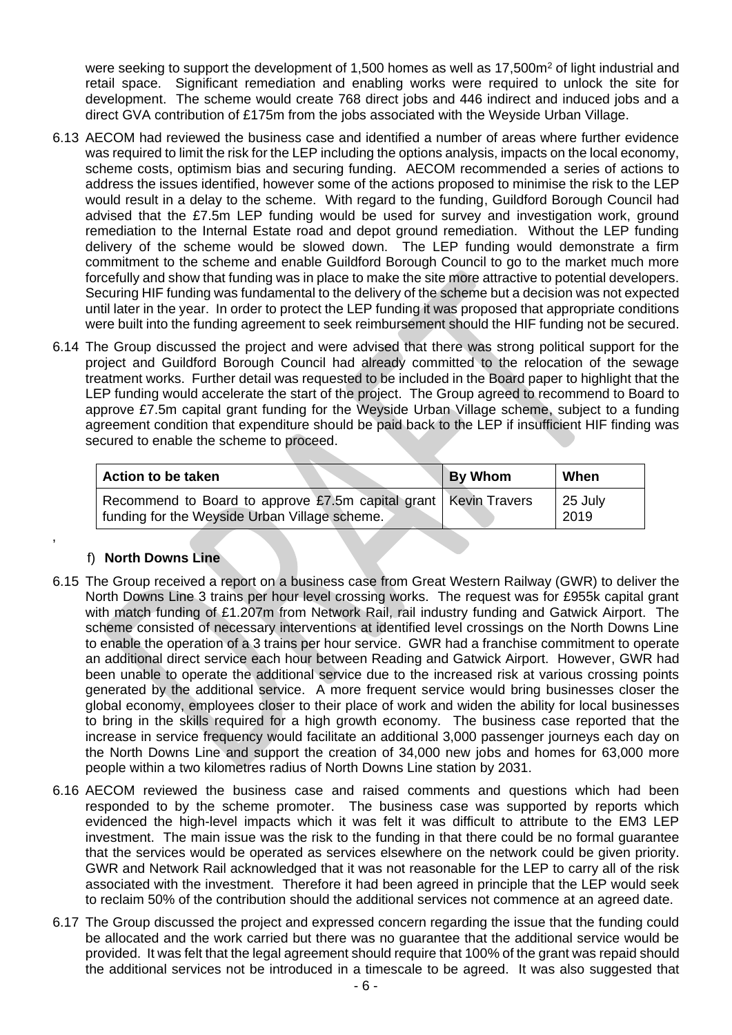were seeking to support the development of 1,500 homes as well as 17,500m$^2$ of light industrial and retail space. Significant remediation and enabling works were required to unlock the site for development. The scheme would create 768 direct jobs and 446 indirect and induced jobs and a direct GVA contribution of £175m from the jobs associated with the Weyside Urban Village.

6.13 AECOM had reviewed the business case and identified a number of areas where further evidence was required to limit the risk for the LEP including the options analysis, impacts on the local economy, scheme costs, optimism bias and securing funding. AECOM recommended a series of actions to address the issues identified, however some of the actions proposed to minimise the risk to the LEP would result in a delay to the scheme. With regard to the funding, Guildford Borough Council had advised that the £7.5m LEP funding would be used for survey and investigation work, ground remediation to the Internal Estate road and depot ground remediation. Without the LEP funding delivery of the scheme would be slowed down. The LEP funding would demonstrate a firm commitment to the scheme and enable Guildford Borough Council to go to the market much more forcefully and show that funding was in place to make the site more attractive to potential developers. Securing HIF funding was fundamental to the delivery of the scheme but a decision was not expected until later in the year. In order to protect the LEP funding it was proposed that appropriate conditions were built into the funding agreement to seek reimbursement should the HIF funding not be secured.

6.14 The Group discussed the project and were advised that there was strong political support for the project and Guildford Borough Council had already committed to the relocation of the sewage treatment works. Further detail was requested to be included in the Board paper to highlight that the LEP funding would accelerate the start of the project. The Group agreed to recommend to Board to approve £7.5m capital grant funding for the Weyside Urban Village scheme, subject to a funding agreement condition that expenditure should be paid back to the LEP if insufficient HIF finding was secured to enable the scheme to proceed.

| Action to be taken | By Whom | When |
|---|---|---|
| Recommend to Board to approve £7.5m capital grant funding for the Weyside Urban Village scheme. | Kevin Travers | 25 July 2019 |

,

f) **North Downs Line**

6.15 The Group received a report on a business case from Great Western Railway (GWR) to deliver the North Downs Line 3 trains per hour level crossing works. The request was for £955k capital grant with match funding of £1.207m from Network Rail, rail industry funding and Gatwick Airport. The scheme consisted of necessary interventions at identified level crossings on the North Downs Line to enable the operation of a 3 trains per hour service. GWR had a franchise commitment to operate an additional direct service each hour between Reading and Gatwick Airport. However, GWR had been unable to operate the additional service due to the increased risk at various crossing points generated by the additional service. A more frequent service would bring businesses closer the global economy, employees closer to their place of work and widen the ability for local businesses to bring in the skills required for a high growth economy. The business case reported that the increase in service frequency would facilitate an additional 3,000 passenger journeys each day on the North Downs Line and support the creation of 34,000 new jobs and homes for 63,000 more people within a two kilometres radius of North Downs Line station by 2031.

6.16 AECOM reviewed the business case and raised comments and questions which had been responded to by the scheme promoter. The business case was supported by reports which evidenced the high-level impacts which it was felt it was difficult to attribute to the EM3 LEP investment. The main issue was the risk to the funding in that there could be no formal guarantee that the services would be operated as services elsewhere on the network could be given priority. GWR and Network Rail acknowledged that it was not reasonable for the LEP to carry all of the risk associated with the investment. Therefore it had been agreed in principle that the LEP would seek to reclaim 50% of the contribution should the additional services not commence at an agreed date.

6.17 The Group discussed the project and expressed concern regarding the issue that the funding could be allocated and the work carried but there was no guarantee that the additional service would be provided. It was felt that the legal agreement should require that 100% of the grant was repaid should the additional services not be introduced in a timescale to be agreed. It was also suggested that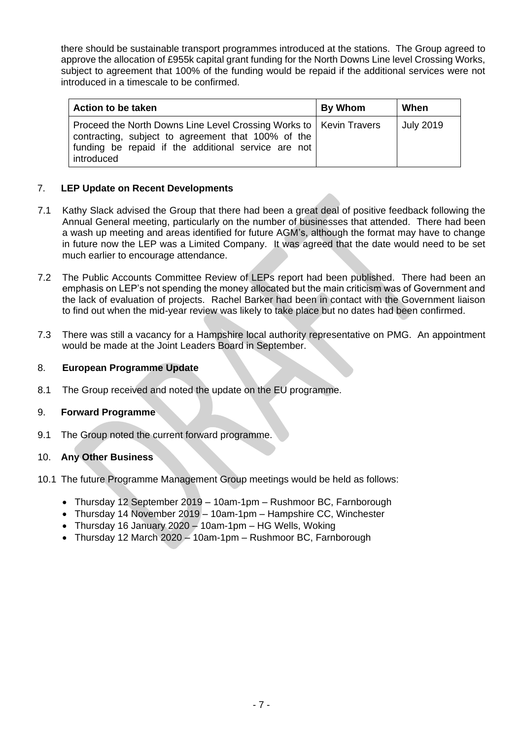there should be sustainable transport programmes introduced at the stations. The Group agreed to approve the allocation of £955k capital grant funding for the North Downs Line level Crossing Works, subject to agreement that 100% of the funding would be repaid if the additional services were not introduced in a timescale to be confirmed.

| Action to be taken | By Whom | When |
|---|---|---|
| Proceed the North Downs Line Level Crossing Works to contracting, subject to agreement that 100% of the funding be repaid if the additional service are not introduced | Kevin Travers | July 2019 |

## 7. LEP Update on Recent Developments

7.1 Kathy Slack advised the Group that there had been a great deal of positive feedback following the Annual General meeting, particularly on the number of businesses that attended. There had been a wash up meeting and areas identified for future AGM's, although the format may have to change in future now the LEP was a Limited Company. It was agreed that the date would need to be set much earlier to encourage attendance.

7.2 The Public Accounts Committee Review of LEPs report had been published. There had been an emphasis on LEP's not spending the money allocated but the main criticism was of Government and the lack of evaluation of projects. Rachel Barker had been in contact with the Government liaison to find out when the mid-year review was likely to take place but no dates had been confirmed.

7.3 There was still a vacancy for a Hampshire local authority representative on PMG. An appointment would be made at the Joint Leaders Board in September.

## 8. European Programme Update

8.1 The Group received and noted the update on the EU programme.

## 9. Forward Programme

9.1 The Group noted the current forward programme.

## 10. Any Other Business

10.1 The future Programme Management Group meetings would be held as follows:

- Thursday 12 September 2019 – 10am-1pm – Rushmoor BC, Farnborough
- Thursday 14 November 2019 – 10am-1pm – Hampshire CC, Winchester
- Thursday 16 January 2020 – 10am-1pm – HG Wells, Woking
- Thursday 12 March 2020 – 10am-1pm – Rushmoor BC, Farnborough